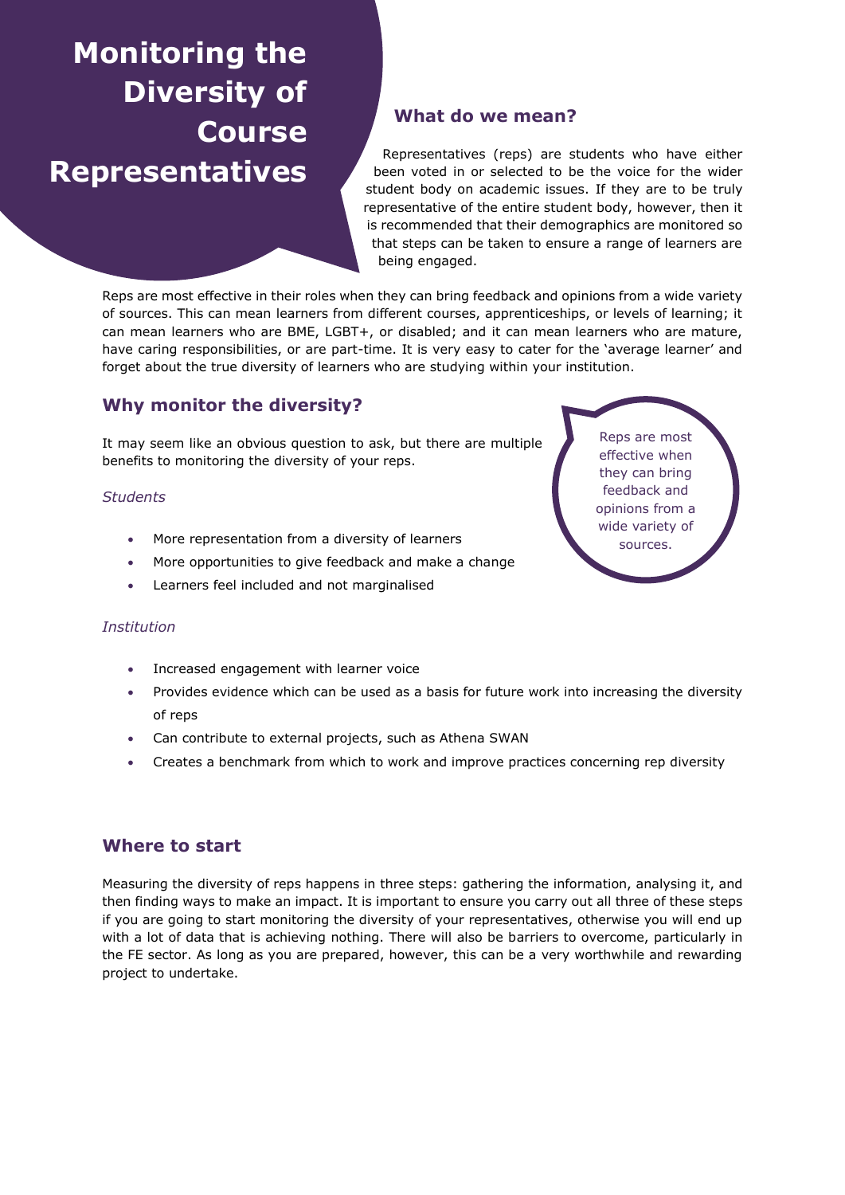# Monitoring the Diversity of Course Representatives

## What do we mean?

Representatives (reps) are students who have either been voted in or selected to be the voice for the wider student body on academic issues. If they are to be truly representative of the entire student body, however, then it is recommended that their demographics are monitored so that steps can be taken to ensure a range of learners are being engaged.

Reps are most effective in their roles when they can bring feedback and opinions from a wide variety of sources. This can mean learners from different courses, apprenticeships, or levels of learning; it can mean learners who are BME, LGBT+, or disabled; and it can mean learners who are mature, have caring responsibilities, or are part-time. It is very easy to cater for the 'average learner' and forget about the true diversity of learners who are studying within your institution.

## Why monitor the diversity?

It may seem like an obvious question to ask, but there are multiple benefits to monitoring the diversity of your reps.

> Reps are most effective when they can bring feedback and opinions from a wide variety of sources.

*Students*

- More representation from a diversity of learners
- More opportunities to give feedback and make a change
- Learners feel included and not marginalised

*Institution*

- Increased engagement with learner voice
- Provides evidence which can be used as a basis for future work into increasing the diversity of reps
- Can contribute to external projects, such as Athena SWAN
- Creates a benchmark from which to work and improve practices concerning rep diversity

## Where to start

Measuring the diversity of reps happens in three steps: gathering the information, analysing it, and then finding ways to make an impact. It is important to ensure you carry out all three of these steps if you are going to start monitoring the diversity of your representatives, otherwise you will end up with a lot of data that is achieving nothing. There will also be barriers to overcome, particularly in the FE sector. As long as you are prepared, however, this can be a very worthwhile and rewarding project to undertake.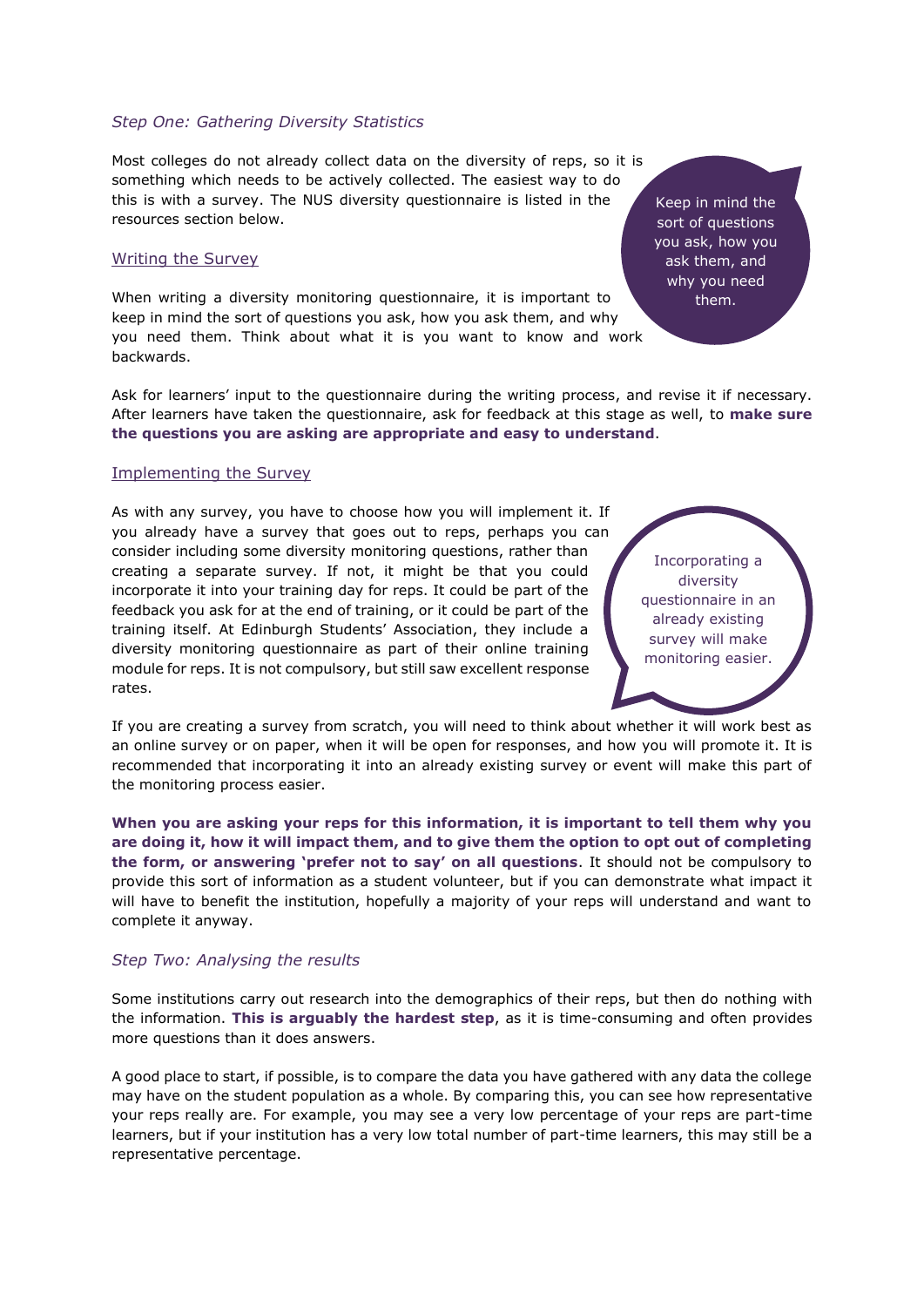### *Step One: Gathering Diversity Statistics*

Most colleges do not already collect data on the diversity of reps, so it is something which needs to be actively collected. The easiest way to do this is with a survey. The NUS diversity questionnaire is listed in the resources section below.

> Keep in mind the sort of questions you ask, how you ask them, and why you need them.

#### Writing the Survey

When writing a diversity monitoring questionnaire, it is important to keep in mind the sort of questions you ask, how you ask them, and why you need them. Think about what it is you want to know and work backwards.

Ask for learners' input to the questionnaire during the writing process, and revise it if necessary. After learners have taken the questionnaire, ask for feedback at this stage as well, to **make sure the questions you are asking are appropriate and easy to understand**.

#### Implementing the Survey

As with any survey, you have to choose how you will implement it. If you already have a survey that goes out to reps, perhaps you can consider including some diversity monitoring questions, rather than creating a separate survey. If not, it might be that you could incorporate it into your training day for reps. It could be part of the feedback you ask for at the end of training, or it could be part of the training itself. At Edinburgh Students' Association, they include a diversity monitoring questionnaire as part of their online training module for reps. It is not compulsory, but still saw excellent response rates.

> Incorporating a diversity questionnaire in an already existing survey will make monitoring easier.

If you are creating a survey from scratch, you will need to think about whether it will work best as an online survey or on paper, when it will be open for responses, and how you will promote it. It is recommended that incorporating it into an already existing survey or event will make this part of the monitoring process easier.

**When you are asking your reps for this information, it is important to tell them why you are doing it, how it will impact them, and to give them the option to opt out of completing the form, or answering 'prefer not to say' on all questions**. It should not be compulsory to provide this sort of information as a student volunteer, but if you can demonstrate what impact it will have to benefit the institution, hopefully a majority of your reps will understand and want to complete it anyway.

### *Step Two: Analysing the results*

Some institutions carry out research into the demographics of their reps, but then do nothing with the information. **This is arguably the hardest step**, as it is time-consuming and often provides more questions than it does answers.

A good place to start, if possible, is to compare the data you have gathered with any data the college may have on the student population as a whole. By comparing this, you can see how representative your reps really are. For example, you may see a very low percentage of your reps are part-time learners, but if your institution has a very low total number of part-time learners, this may still be a representative percentage.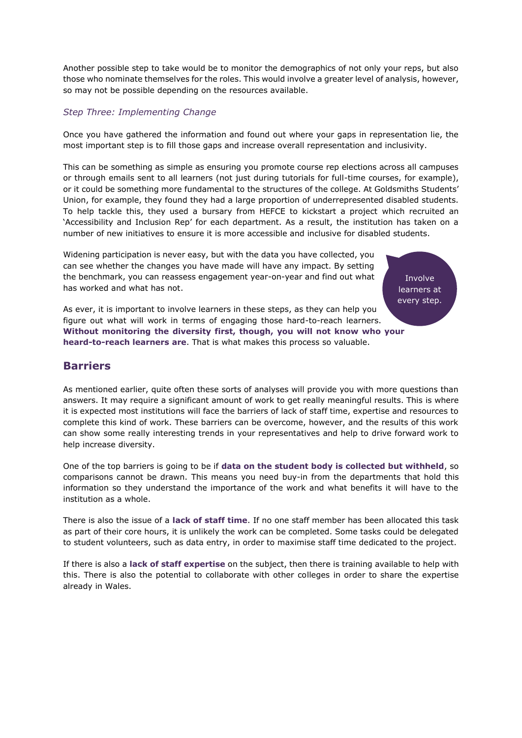Another possible step to take would be to monitor the demographics of not only your reps, but also those who nominate themselves for the roles. This would involve a greater level of analysis, however, so may not be possible depending on the resources available.

### *Step Three: Implementing Change*

Once you have gathered the information and found out where your gaps in representation lie, the most important step is to fill those gaps and increase overall representation and inclusivity.

This can be something as simple as ensuring you promote course rep elections across all campuses or through emails sent to all learners (not just during tutorials for full-time courses, for example), or it could be something more fundamental to the structures of the college. At Goldsmiths Students' Union, for example, they found they had a large proportion of underrepresented disabled students. To help tackle this, they used a bursary from HEFCE to kickstart a project which recruited an 'Accessibility and Inclusion Rep' for each department. As a result, the institution has taken on a number of new initiatives to ensure it is more accessible and inclusive for disabled students.

Widening participation is never easy, but with the data you have collected, you can see whether the changes you have made will have any impact. By setting the benchmark, you can reassess engagement year-on-year and find out what has worked and what has not.

Involve learners at every step.

As ever, it is important to involve learners in these steps, as they can help you figure out what will work in terms of engaging those hard-to-reach learners. **Without monitoring the diversity first, though, you will not know who your heard-to-reach learners are**. That is what makes this process so valuable.

## Barriers

As mentioned earlier, quite often these sorts of analyses will provide you with more questions than answers. It may require a significant amount of work to get really meaningful results. This is where it is expected most institutions will face the barriers of lack of staff time, expertise and resources to complete this kind of work. These barriers can be overcome, however, and the results of this work can show some really interesting trends in your representatives and help to drive forward work to help increase diversity.

One of the top barriers is going to be if **data on the student body is collected but withheld**, so comparisons cannot be drawn. This means you need buy-in from the departments that hold this information so they understand the importance of the work and what benefits it will have to the institution as a whole.

There is also the issue of a **lack of staff time**. If no one staff member has been allocated this task as part of their core hours, it is unlikely the work can be completed. Some tasks could be delegated to student volunteers, such as data entry, in order to maximise staff time dedicated to the project.

If there is also a **lack of staff expertise** on the subject, then there is training available to help with this. There is also the potential to collaborate with other colleges in order to share the expertise already in Wales.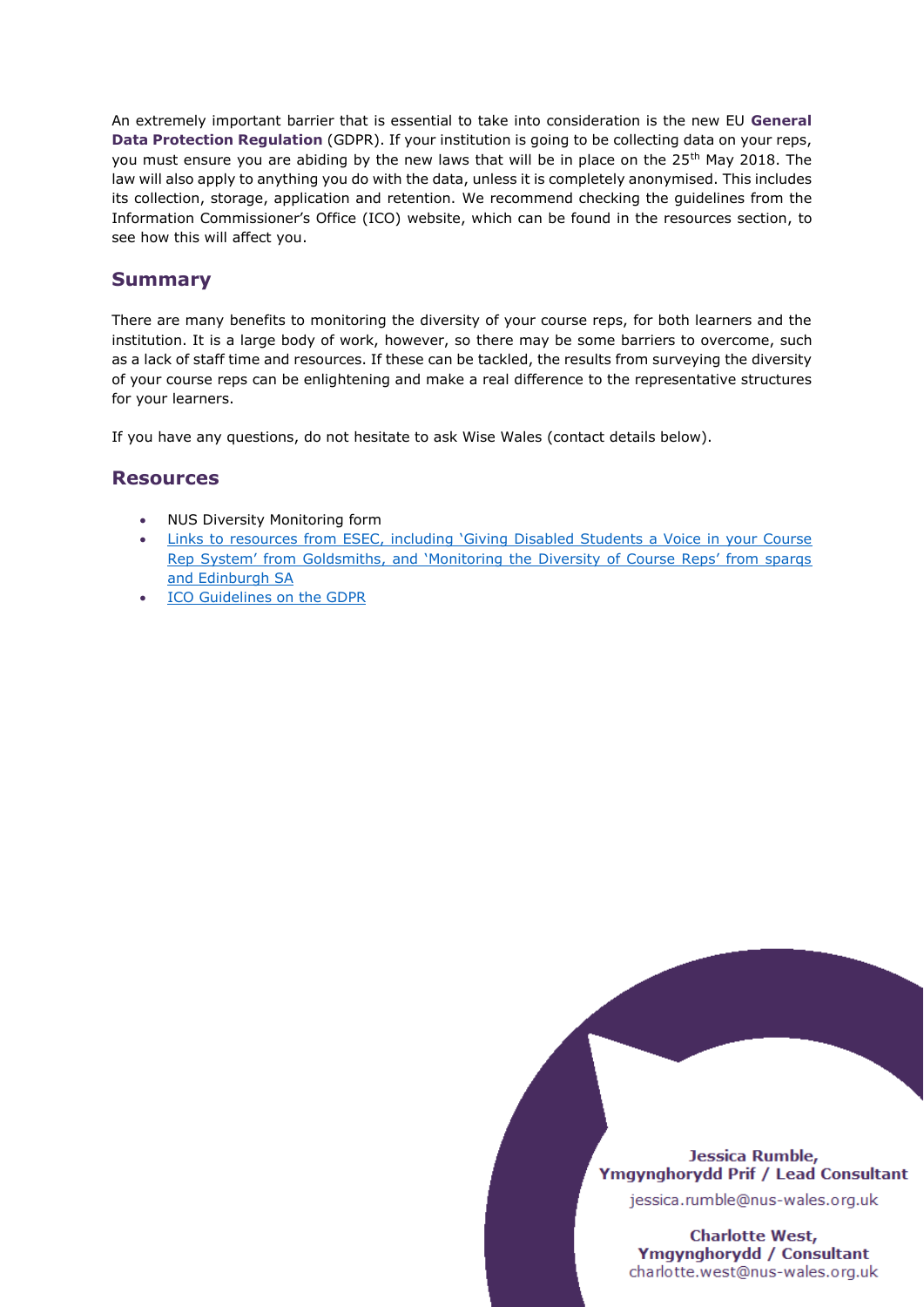An extremely important barrier that is essential to take into consideration is the new EU **General Data Protection Regulation** (GDPR). If your institution is going to be collecting data on your reps, you must ensure you are abiding by the new laws that will be in place on the 25th May 2018. The law will also apply to anything you do with the data, unless it is completely anonymised. This includes its collection, storage, application and retention. We recommend checking the guidelines from the Information Commissioner's Office (ICO) website, which can be found in the resources section, to see how this will affect you.

## Summary

There are many benefits to monitoring the diversity of your course reps, for both learners and the institution. It is a large body of work, however, so there may be some barriers to overcome, such as a lack of staff time and resources. If these can be tackled, the results from surveying the diversity of your course reps can be enlightening and make a real difference to the representative structures for your learners.

If you have any questions, do not hesitate to ask Wise Wales (contact details below).

## Resources

- NUS Diversity Monitoring form
- Links to resources from ESEC, including 'Giving Disabled Students a Voice in your Course Rep System' from Goldsmiths, and 'Monitoring the Diversity of Course Reps' from sparqs and Edinburgh SA
- ICO Guidelines on the GDPR

**Jessica Rumble, Ymgynghorydd Prif / Lead Consultant**
jessica.rumble@nus-wales.org.uk

**Charlotte West, Ymgynghorydd / Consultant**
charlotte.west@nus-wales.org.uk